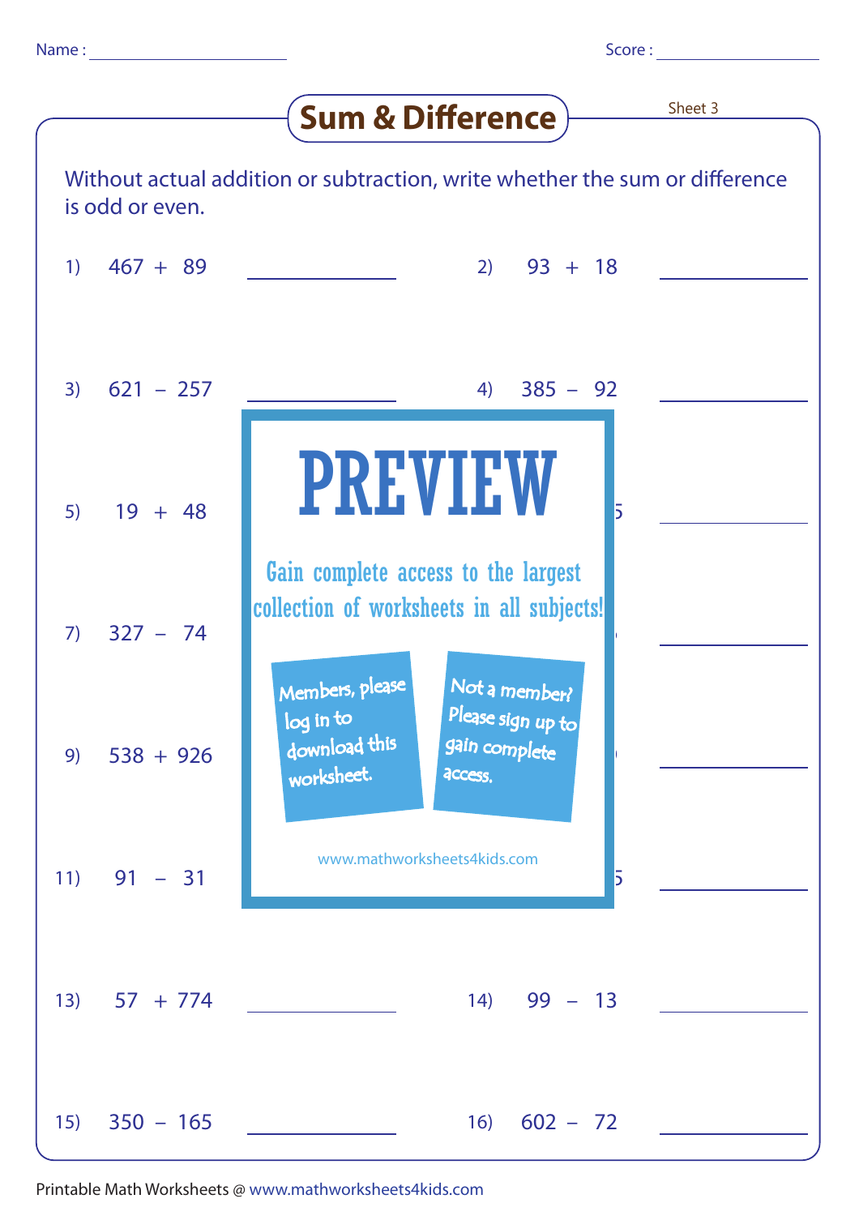Name : ____________ Score : ____________

# Sum & Difference

Sheet 3

Without actual addition or subtraction, write whether the sum or difference is odd or even.

1) 467 + 89 ____________

2) 93 + 18 ____________

3) 621 – 257 ____________

4) 385 – 92 ____________

5) 19 + 48

7) 327 – 74

9) 538 + 926

11) 91 – 31

13) 57 + 774 ____________

14) 99 – 13 ____________

15) 350 – 165 ____________

16) 602 – 72 ____________

PREVIEW

Gain complete access to the largest collection of worksheets in all subjects!

Members, please log in to download this worksheet.

Not a member? Please sign up to gain complete access.

www.mathworksheets4kids.com

Printable Math Worksheets @ www.mathworksheets4kids.com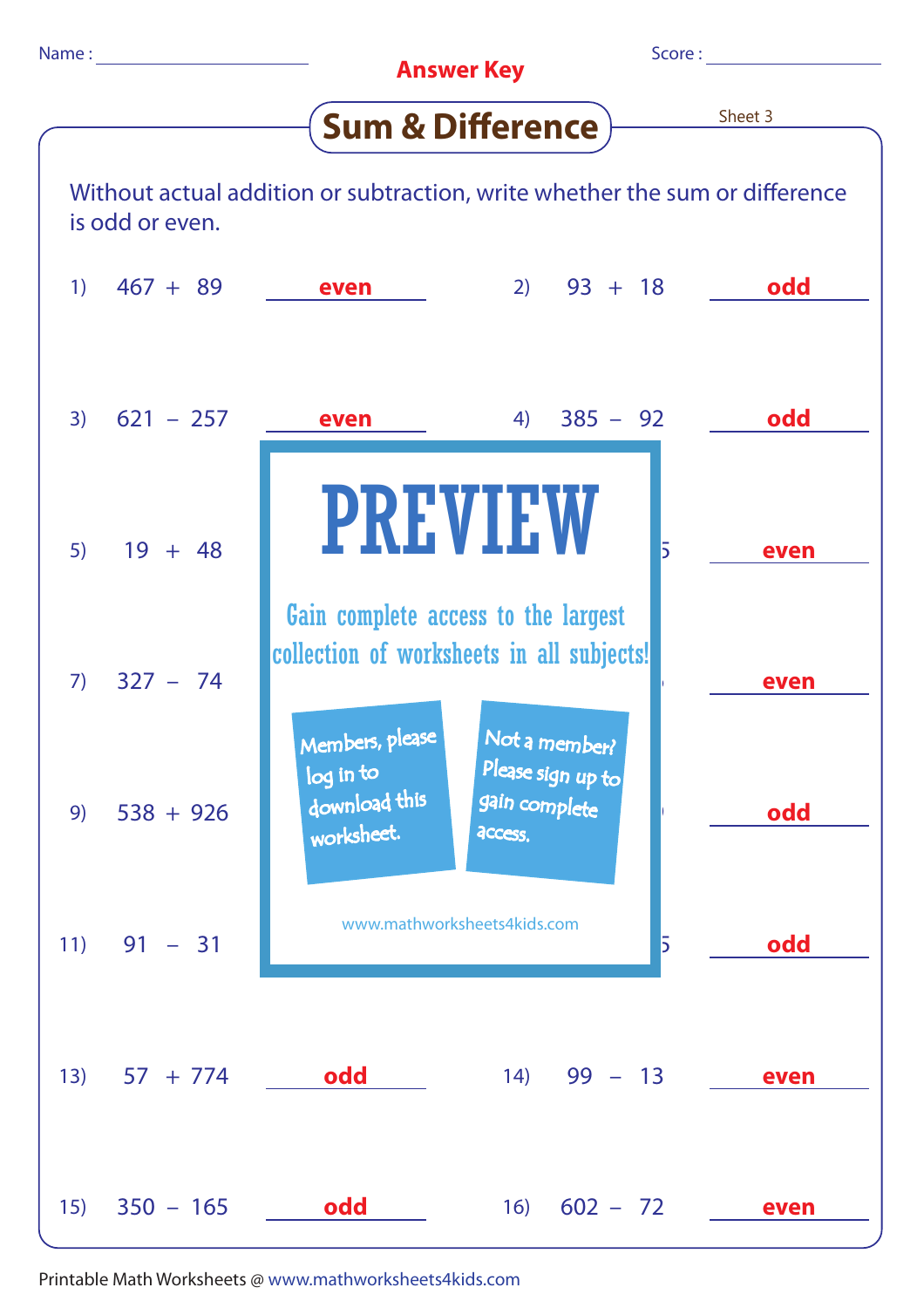Name : ____________________ **Answer Key** Score : ____________________

# Sum & Difference

Sheet 3

Without actual addition or subtraction, write whether the sum or difference is odd or even.

1) 467 + 89 **even**

2) 93 + 18 **odd**

3) 621 – 257 **even**

4) 385 – 92 **odd**

5) 19 + 48

6) **even**

7) 327 – 74

8) **even**

9) 538 + 926

10) **odd**

11) 91 – 31

12) **odd**

13) 57 + 774 **odd**

14) 99 – 13 **even**

15) 350 – 165 **odd**

16) 602 – 72 **even**

PREVIEW

Gain complete access to the largest collection of worksheets in all subjects!

Members, please log in to download this worksheet.

Not a member? Please sign up to gain complete access.

www.mathworksheets4kids.com

Printable Math Worksheets @ www.mathworksheets4kids.com